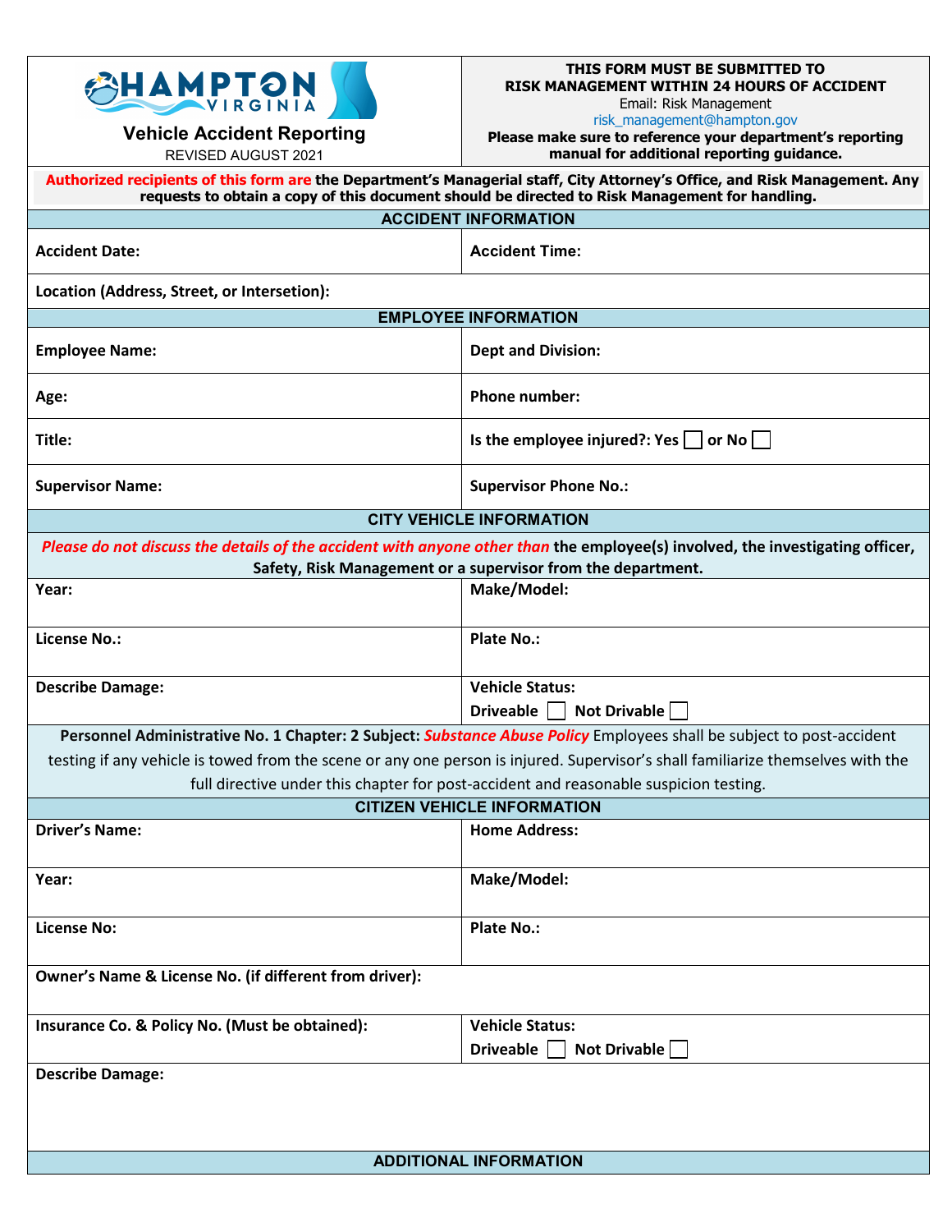# HAMPTON VIRGINIA

## Vehicle Accident Reporting

REVISED AUGUST 2021

**THIS FORM MUST BE SUBMITTED TO RISK MANAGEMENT WITHIN 24 HOURS OF ACCIDENT**

Email: Risk Management
risk_management@hampton.gov

**Please make sure to reference your department's reporting manual for additional reporting guidance.**

**Authorized recipients of this form are the Department's Managerial staff, City Attorney's Office, and Risk Management. Any requests to obtain a copy of this document should be directed to Risk Management for handling.**

### ACCIDENT INFORMATION

| | |
|---|---|
| **Accident Date:** | **Accident Time:** |
| **Location (Address, Street, or Intersetion):** | |

### EMPLOYEE INFORMATION

| | |
|---|---|
| **Employee Name:** | **Dept and Division:** |
| **Age:** | **Phone number:** |
| **Title:** | **Is the employee injured?: Yes ☐ or No ☐** |
| **Supervisor Name:** | **Supervisor Phone No.:** |

### CITY VEHICLE INFORMATION

***Please do not discuss the details of the accident with anyone other than*** **the employee(s) involved, the investigating officer, Safety, Risk Management or a supervisor from the department.**

| | |
|---|---|
| **Year:** | **Make/Model:** |
| **License No.:** | **Plate No.:** |
| **Describe Damage:** | **Vehicle Status:** **Driveable ☐ Not Drivable ☐** |

**Personnel Administrative No. 1 Chapter: 2 Subject:** ***Substance Abuse Policy*** Employees shall be subject to post-accident testing if any vehicle is towed from the scene or any one person is injured. Supervisor's shall familiarize themselves with the full directive under this chapter for post-accident and reasonable suspicion testing.

### CITIZEN VEHICLE INFORMATION

| | |
|---|---|
| **Driver's Name:** | **Home Address:** |
| **Year:** | **Make/Model:** |
| **License No:** | **Plate No.:** |
| **Owner's Name & License No. (if different from driver):** | |
| **Insurance Co. & Policy No. (Must be obtained):** | **Vehicle Status:** **Driveable ☐ Not Drivable ☐** |
| **Describe Damage:** | |

### ADDITIONAL INFORMATION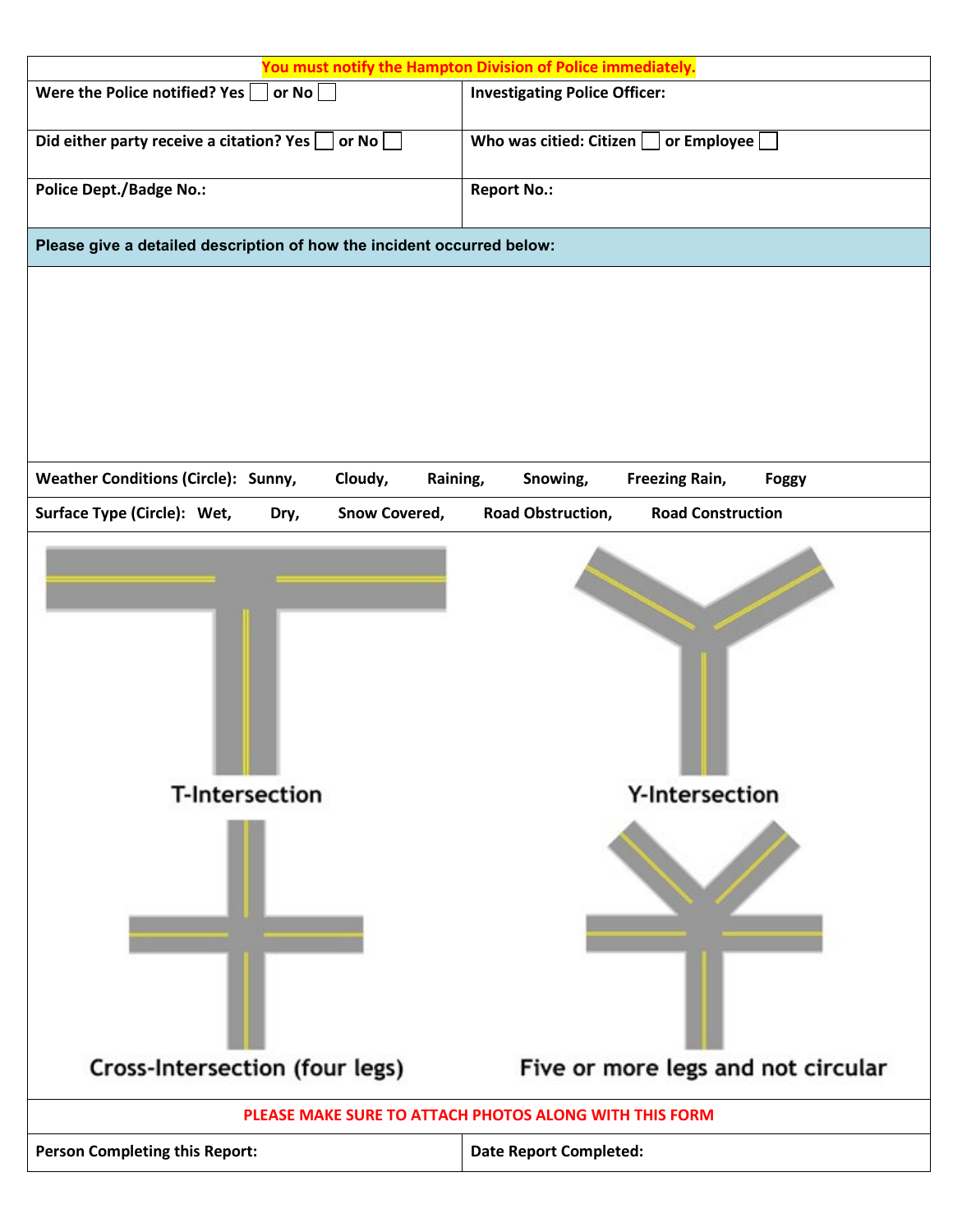**You must notify the Hampton Division of Police immediately.**

| | |
|---|---|
| **Were the Police notified? Yes ☐ or No ☐** | **Investigating Police Officer:** |
| **Did either party receive a citation? Yes ☐ or No ☐** | **Who was citied: Citizen ☐ or Employee ☐** |
| **Police Dept./Badge No.:** | **Report No.:** |

**Please give a detailed description of how the incident occurred below:**

**Weather Conditions (Circle):** Sunny, Cloudy, Raining, Snowing, Freezing Rain, Foggy

**Surface Type (Circle):** Wet, Dry, Snow Covered, Road Obstruction, Road Construction

T-Intersection

Y-Intersection

Cross-Intersection (four legs)

Five or more legs and not circular

**PLEASE MAKE SURE TO ATTACH PHOTOS ALONG WITH THIS FORM**

| | |
|---|---|
| **Person Completing this Report:** | **Date Report Completed:** |